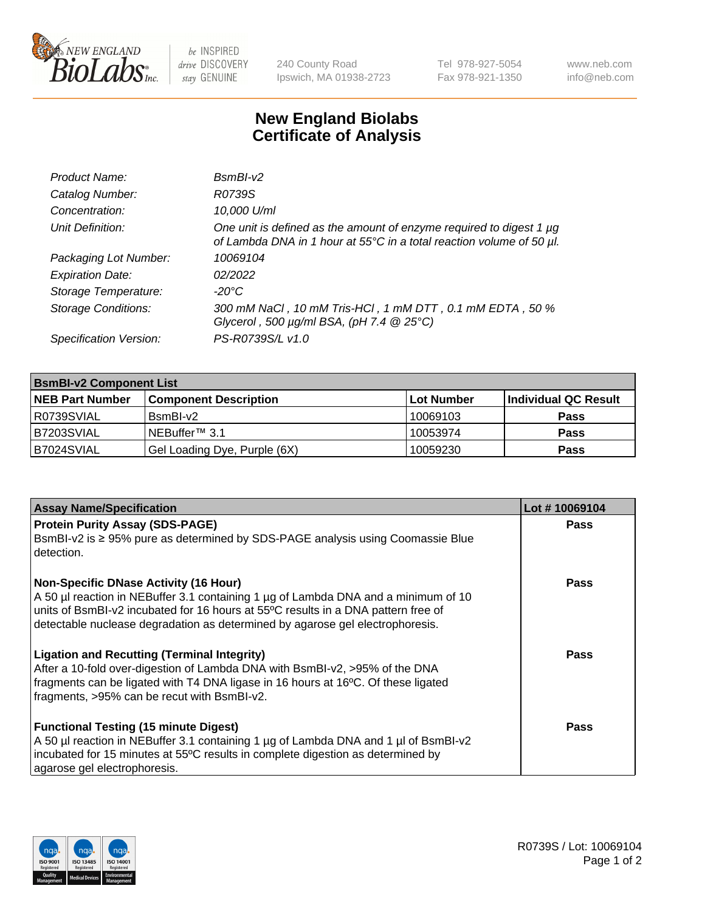New England BioLabs Inc. — be INSPIRED drive DISCOVERY stay GENUINE

240 County Road
Ipswich, MA 01938-2723

Tel 978-927-5054
Fax 978-921-1350

www.neb.com
info@neb.com

# New England Biolabs
# Certificate of Analysis

| | |
|---|---|
| *Product Name:* | *BsmBI-v2* |
| *Catalog Number:* | *R0739S* |
| *Concentration:* | *10,000 U/ml* |
| *Unit Definition:* | *One unit is defined as the amount of enzyme required to digest 1 µg of Lambda DNA in 1 hour at 55°C in a total reaction volume of 50 µl.* |
| *Packaging Lot Number:* | *10069104* |
| *Expiration Date:* | *02/2022* |
| *Storage Temperature:* | *-20°C* |
| *Storage Conditions:* | *300 mM NaCl , 10 mM Tris-HCl , 1 mM DTT , 0.1 mM EDTA , 50 % Glycerol , 500 µg/ml BSA, (pH 7.4 @ 25°C)* |
| *Specification Version:* | *PS-R0739S/L v1.0* |

| **BsmBI-v2 Component List** | | | |
|---|---|---|---|
| **NEB Part Number** | **Component Description** | **Lot Number** | **Individual QC Result** |
| R0739SVIAL | BsmBI-v2 | 10069103 | **Pass** |
| B7203SVIAL | NEBuffer™ 3.1 | 10053974 | **Pass** |
| B7024SVIAL | Gel Loading Dye, Purple (6X) | 10059230 | **Pass** |

| **Assay Name/Specification** | **Lot # 10069104** |
|---|---|
| **Protein Purity Assay (SDS-PAGE)**<br>BsmBI-v2 is ≥ 95% pure as determined by SDS-PAGE analysis using Coomassie Blue detection. | **Pass** |
| **Non-Specific DNase Activity (16 Hour)**<br>A 50 µl reaction in NEBuffer 3.1 containing 1 µg of Lambda DNA and a minimum of 10 units of BsmBI-v2 incubated for 16 hours at 55ºC results in a DNA pattern free of detectable nuclease degradation as determined by agarose gel electrophoresis. | **Pass** |
| **Ligation and Recutting (Terminal Integrity)**<br>After a 10-fold over-digestion of Lambda DNA with BsmBI-v2, >95% of the DNA fragments can be ligated with T4 DNA ligase in 16 hours at 16ºC. Of these ligated fragments, >95% can be recut with BsmBI-v2. | **Pass** |
| **Functional Testing (15 minute Digest)**<br>A 50 µl reaction in NEBuffer 3.1 containing 1 µg of Lambda DNA and 1 µl of BsmBI-v2 incubated for 15 minutes at 55ºC results in complete digestion as determined by agarose gel electrophoresis. | **Pass** |

ISO 9001 Registered Quality Management | ISO 13485 Registered Medical Devices | ISO 14001 Registered Environmental Management

R0739S / Lot: 10069104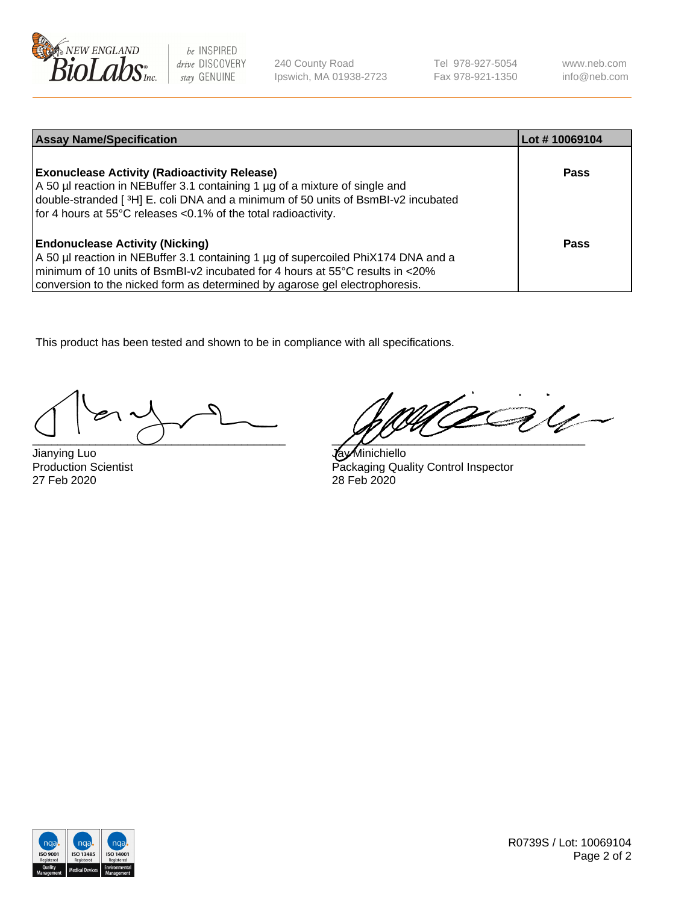| Assay Name/Specification | Lot # 10069104 |
| --- | --- |
| **Exonuclease Activity (Radioactivity Release)**<br>A 50 µl reaction in NEBuffer 3.1 containing 1 µg of a mixture of single and double-stranded [ $^3$H] E. coli DNA and a minimum of 50 units of BsmBI-v2 incubated for 4 hours at 55°C releases <0.1% of the total radioactivity. | **Pass** |
| **Endonuclease Activity (Nicking)**<br>A 50 µl reaction in NEBuffer 3.1 containing 1 µg of supercoiled PhiX174 DNA and a minimum of 10 units of BsmBI-v2 incubated for 4 hours at 55°C results in <20% conversion to the nicked form as determined by agarose gel electrophoresis. | **Pass** |

This product has been tested and shown to be in compliance with all specifications.

Jianying Luo
Production Scientist
27 Feb 2020

Jay Minichiello
Packaging Quality Control Inspector
28 Feb 2020

R0739S / Lot: 10069104